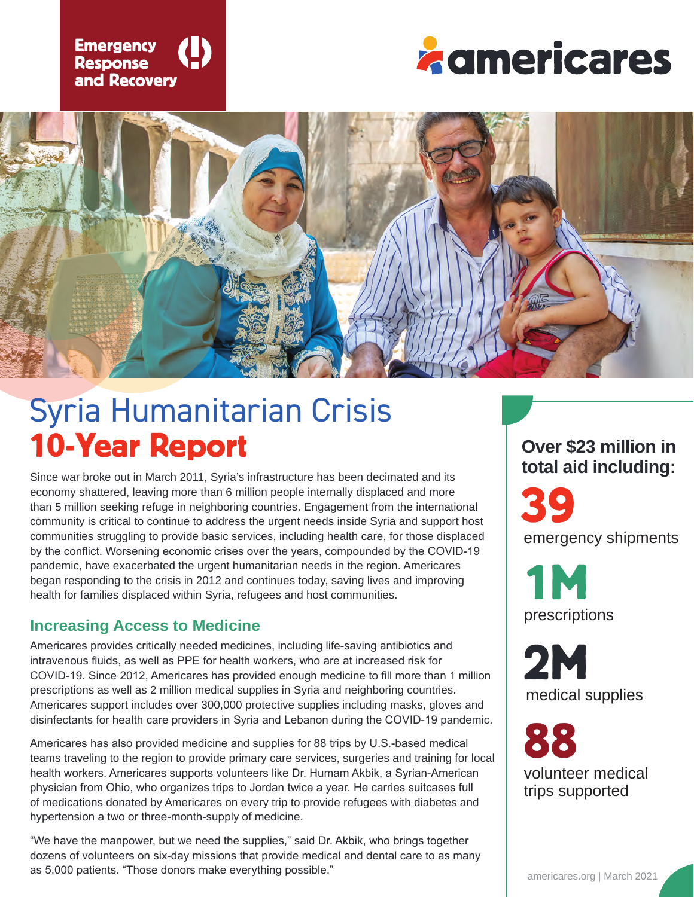Emergency Response and Recovery

americares

# Syria Humanitarian Crisis
# **10-Year Report**

Since war broke out in March 2011, Syria's infrastructure has been decimated and its economy shattered, leaving more than 6 million people internally displaced and more than 5 million seeking refuge in neighboring countries. Engagement from the international community is critical to continue to address the urgent needs inside Syria and support host communities struggling to provide basic services, including health care, for those displaced by the conflict. Worsening economic crises over the years, compounded by the COVID-19 pandemic, have exacerbated the urgent humanitarian needs in the region. Americares began responding to the crisis in 2012 and continues today, saving lives and improving health for families displaced within Syria, refugees and host communities.

## Increasing Access to Medicine

Americares provides critically needed medicines, including life-saving antibiotics and intravenous fluids, as well as PPE for health workers, who are at increased risk for COVID-19. Since 2012, Americares has provided enough medicine to fill more than 1 million prescriptions as well as 2 million medical supplies in Syria and neighboring countries. Americares support includes over 300,000 protective supplies including masks, gloves and disinfectants for health care providers in Syria and Lebanon during the COVID-19 pandemic.

Americares has also provided medicine and supplies for 88 trips by U.S.-based medical teams traveling to the region to provide primary care services, surgeries and training for local health workers. Americares supports volunteers like Dr. Humam Akbik, a Syrian-American physician from Ohio, who organizes trips to Jordan twice a year. He carries suitcases full of medications donated by Americares on every trip to provide refugees with diabetes and hypertension a two or three-month-supply of medicine.

"We have the manpower, but we need the supplies," said Dr. Akbik, who brings together dozens of volunteers on six-day missions that provide medical and dental care to as many as 5,000 patients. "Those donors make everything possible."

**Over $23 million in total aid including:**

**39**
emergency shipments

**1M**
prescriptions

**2M**
medical supplies

**88**
volunteer medical trips supported

americares.org | March 2021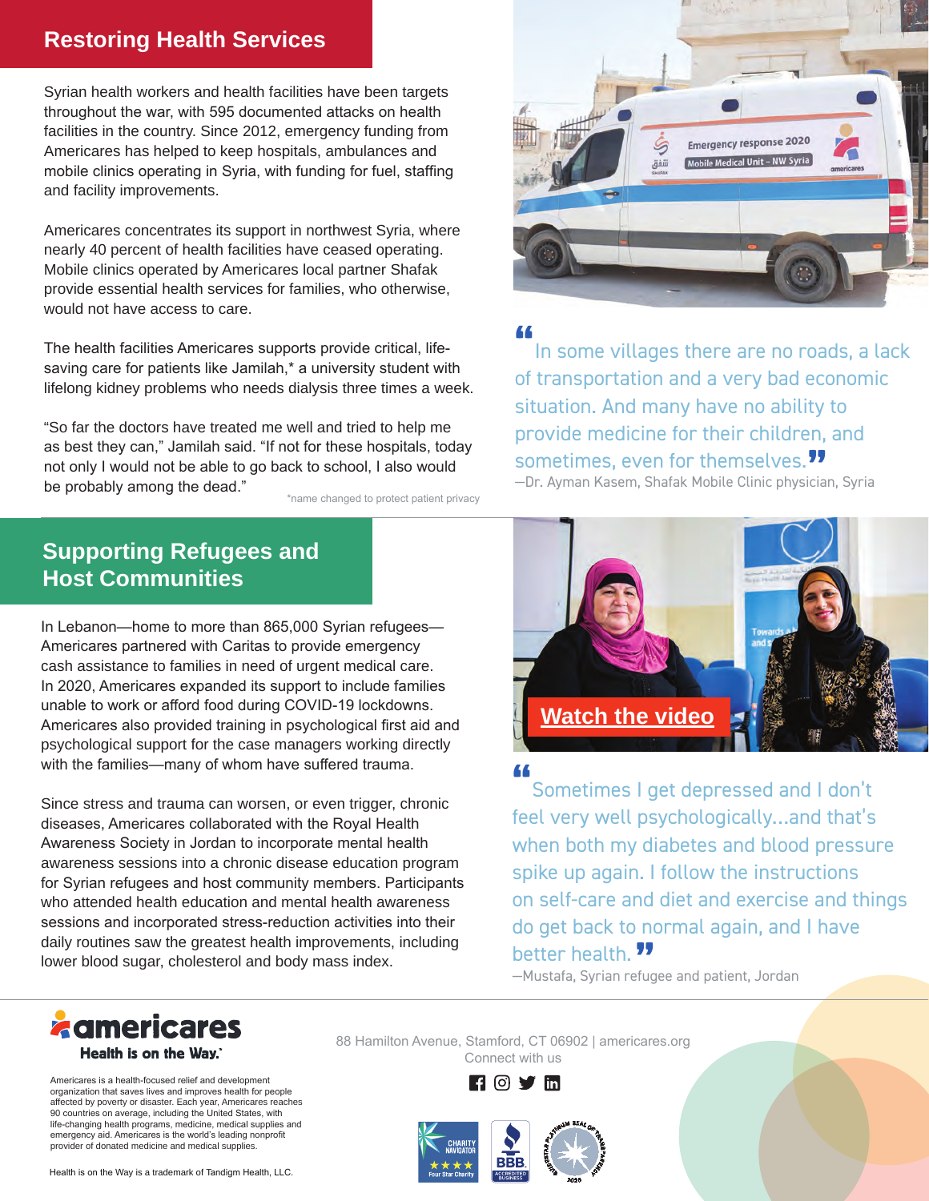## Restoring Health Services

Syrian health workers and health facilities have been targets throughout the war, with 595 documented attacks on health facilities in the country. Since 2012, emergency funding from Americares has helped to keep hospitals, ambulances and mobile clinics operating in Syria, with funding for fuel, staffing and facility improvements.

Americares concentrates its support in northwest Syria, where nearly 40 percent of health facilities have ceased operating. Mobile clinics operated by Americares local partner Shafak provide essential health services for families, who otherwise, would not have access to care.

The health facilities Americares supports provide critical, life-saving care for patients like Jamilah,* a university student with lifelong kidney problems who needs dialysis three times a week.

"So far the doctors have treated me well and tried to help me as best they can," Jamilah said. "If not for these hospitals, today not only I would not be able to go back to school, I also would be probably among the dead."

*name changed to protect patient privacy

> "In some villages there are no roads, a lack of transportation and a very bad economic situation. And many have no ability to provide medicine for their children, and sometimes, even for themselves."
>
> —Dr. Ayman Kasem, Shafak Mobile Clinic physician, Syria

## Supporting Refugees and Host Communities

In Lebanon—home to more than 865,000 Syrian refugees—Americares partnered with Caritas to provide emergency cash assistance to families in need of urgent medical care. In 2020, Americares expanded its support to include families unable to work or afford food during COVID-19 lockdowns. Americares also provided training in psychological first aid and psychological support for the case managers working directly with the families—many of whom have suffered trauma.

Since stress and trauma can worsen, or even trigger, chronic diseases, Americares collaborated with the Royal Health Awareness Society in Jordan to incorporate mental health awareness sessions into a chronic disease education program for Syrian refugees and host community members. Participants who attended health education and mental health awareness sessions and incorporated stress-reduction activities into their daily routines saw the greatest health improvements, including lower blood sugar, cholesterol and body mass index.

Watch the video

> "Sometimes I get depressed and I don't feel very well psychologically...and that's when both my diabetes and blood pressure spike up again. I follow the instructions on self-care and diet and exercise and things do get back to normal again, and I have better health."
>
> —Mustafa, Syrian refugee and patient, Jordan

**americares**
Health is on the Way.

Americares is a health-focused relief and development organization that saves lives and improves health for people affected by poverty or disaster. Each year, Americares reaches 90 countries on average, including the United States, with life-changing health programs, medicine, medical supplies and emergency aid. Americares is the world's leading nonprofit provider of donated medicine and medical supplies.

Health is on the Way is a trademark of Tandigm Health, LLC.

88 Hamilton Avenue, Stamford, CT 06902 | americares.org
Connect with us